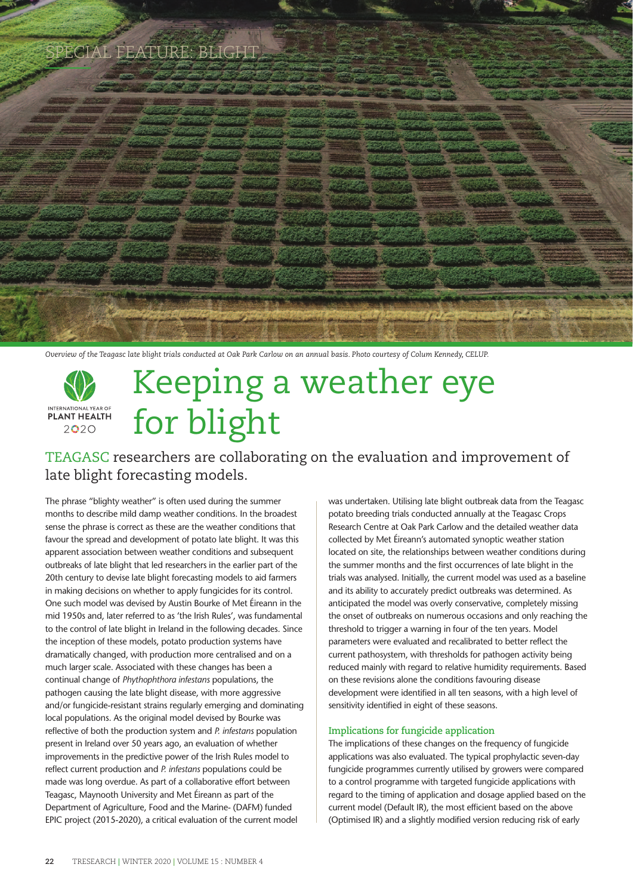SPECIAL FEATURE: BLIGHT

*Overview of the Teagasc late blight trials conducted at Oak Park Carlow on an annual basis. Photo courtesy of Colum Kennedy, CELUP.*

INTERNATIONAL YEAR OF PLANT HEALTH 2020

# Keeping a weather eye for blight

## TEAGASC researchers are collaborating on the evaluation and improvement of late blight forecasting models.

The phrase "blighty weather" is often used during the summer months to describe mild damp weather conditions. In the broadest sense the phrase is correct as these are the weather conditions that favour the spread and development of potato late blight. It was this apparent association between weather conditions and subsequent outbreaks of late blight that led researchers in the earlier part of the 20th century to devise late blight forecasting models to aid farmers in making decisions on whether to apply fungicides for its control. One such model was devised by Austin Bourke of Met Éireann in the mid 1950s and, later referred to as 'the Irish Rules', was fundamental to the control of late blight in Ireland in the following decades. Since the inception of these models, potato production systems have dramatically changed, with production more centralised and on a much larger scale. Associated with these changes has been a continual change of *Phythophthora infestans* populations, the pathogen causing the late blight disease, with more aggressive and/or fungicide-resistant strains regularly emerging and dominating local populations. As the original model devised by Bourke was reflective of both the production system and *P. infestans* population present in Ireland over 50 years ago, an evaluation of whether improvements in the predictive power of the Irish Rules model to reflect current production and *P. infestans* populations could be made was long overdue. As part of a collaborative effort between Teagasc, Maynooth University and Met Éireann as part of the Department of Agriculture, Food and the Marine- (DAFM) funded EPIC project (2015-2020), a critical evaluation of the current model was undertaken. Utilising late blight outbreak data from the Teagasc potato breeding trials conducted annually at the Teagasc Crops Research Centre at Oak Park Carlow and the detailed weather data collected by Met Éireann's automated synoptic weather station located on site, the relationships between weather conditions during the summer months and the first occurrences of late blight in the trials was analysed. Initially, the current model was used as a baseline and its ability to accurately predict outbreaks was determined. As anticipated the model was overly conservative, completely missing the onset of outbreaks on numerous occasions and only reaching the threshold to trigger a warning in four of the ten years. Model parameters were evaluated and recalibrated to better reflect the current pathosystem, with thresholds for pathogen activity being reduced mainly with regard to relative humidity requirements. Based on these revisions alone the conditions favouring disease development were identified in all ten seasons, with a high level of sensitivity identified in eight of these seasons.

### Implications for fungicide application

The implications of these changes on the frequency of fungicide applications was also evaluated. The typical prophylactic seven-day fungicide programmes currently utilised by growers were compared to a control programme with targeted fungicide applications with regard to the timing of application and dosage applied based on the current model (Default IR), the most efficient based on the above (Optimised IR) and a slightly modified version reducing risk of early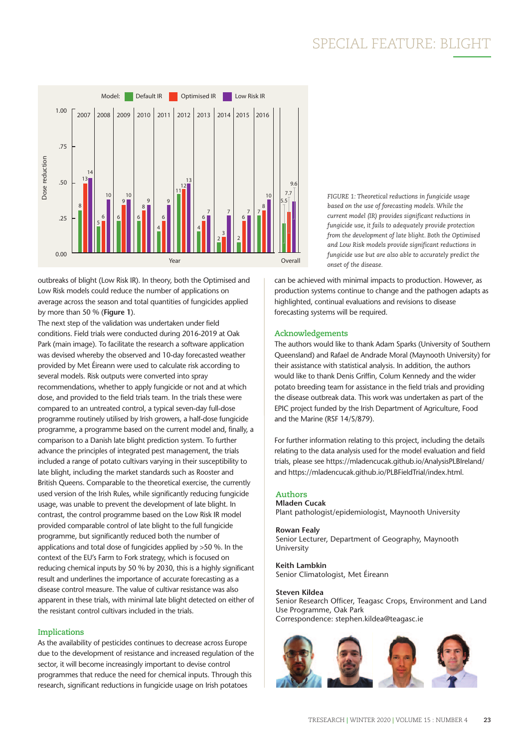Model: Default IR Optimised IR Low Risk IR

1.00
.75
.50
.25
0.00

Dose reduction

2007 2008 2009 2010 2011 2012 2013 2014 2015 2016

8 13 14
5 6 10
6 9 10
6 8 9
4 6 9
11 12 13
4 6 7
2 3 7
2 6 7
7 8 10
5.5 7.7 9.6

Year

Overall

FIGURE 1: *Theoretical reductions in fungicide usage based on the use of forecasting models. While the current model (IR) provides significant reductions in fungicide use, it fails to adequately provide protection from the development of late blight. Both the Optimised and Low Risk models provide significant reductions in fungicide use but are also able to accurately predict the onset of the disease.*

outbreaks of blight (Low Risk IR). In theory, both the Optimised and Low Risk models could reduce the number of applications on average across the season and total quantities of fungicides applied by more than 50 % (**Figure 1**).

The next step of the validation was undertaken under field conditions. Field trials were conducted during 2016-2019 at Oak Park (main image). To facilitate the research a software application was devised whereby the observed and 10-day forecasted weather provided by Met Éireann were used to calculate risk according to several models. Risk outputs were converted into spray recommendations, whether to apply fungicide or not and at which dose, and provided to the field trials team. In the trials these were compared to an untreated control, a typical seven-day full-dose programme routinely utilised by Irish growers, a half-dose fungicide programme, a programme based on the current model and, finally, a comparison to a Danish late blight prediction system. To further advance the principles of integrated pest management, the trials included a range of potato cultivars varying in their susceptibility to late blight, including the market standards such as Rooster and British Queens. Comparable to the theoretical exercise, the currently used version of the Irish Rules, while significantly reducing fungicide usage, was unable to prevent the development of late blight. In contrast, the control programme based on the Low Risk IR model provided comparable control of late blight to the full fungicide programme, but significantly reduced both the number of applications and total dose of fungicides applied by >50 %. In the context of the EU's Farm to Fork strategy, which is focused on reducing chemical inputs by 50 % by 2030, this is a highly significant result and underlines the importance of accurate forecasting as a disease control measure. The value of cultivar resistance was also apparent in these trials, with minimal late blight detected on either of the resistant control cultivars included in the trials.

## Implications

As the availability of pesticides continues to decrease across Europe due to the development of resistance and increased regulation of the sector, it will become increasingly important to devise control programmes that reduce the need for chemical inputs. Through this research, significant reductions in fungicide usage on Irish potatoes can be achieved with minimal impacts to production. However, as production systems continue to change and the pathogen adapts as highlighted, continual evaluations and revisions to disease forecasting systems will be required.

## Acknowledgements

The authors would like to thank Adam Sparks (University of Southern Queensland) and Rafael de Andrade Moral (Maynooth University) for their assistance with statistical analysis. In addition, the authors would like to thank Denis Griffin, Colum Kennedy and the wider potato breeding team for assistance in the field trials and providing the disease outbreak data. This work was undertaken as part of the EPIC project funded by the Irish Department of Agriculture, Food and the Marine (RSF 14/S/879).

For further information relating to this project, including the details relating to the data analysis used for the model evaluation and field trials, please see https://mladencucak.github.io/AnalysisPLBIreland/ and https://mladencucak.github.io/PLBFieldTrial/index.html.

## Authors

**Mladen Cucak**
Plant pathologist/epidemiologist, Maynooth University

**Rowan Fealy**
Senior Lecturer, Department of Geography, Maynooth University

**Keith Lambkin**
Senior Climatologist, Met Éireann

**Steven Kildea**
Senior Research Officer, Teagasc Crops, Environment and Land Use Programme, Oak Park
Correspondence: stephen.kildea@teagasc.ie